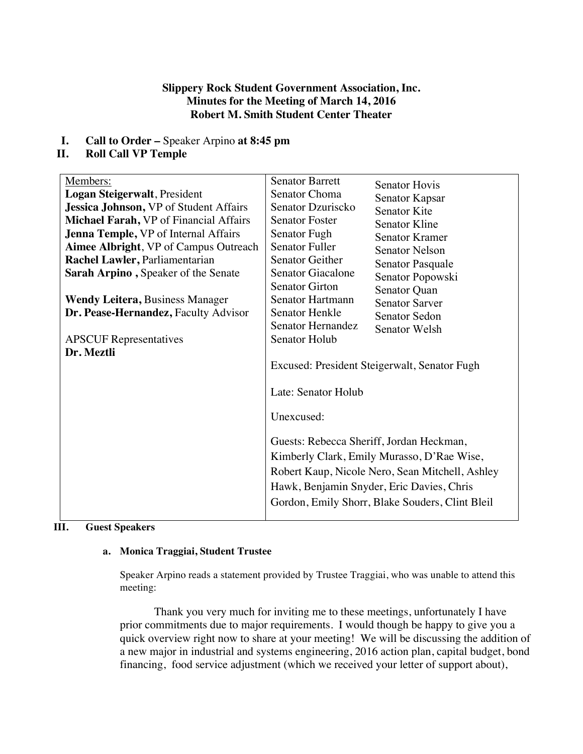**Slippery Rock Student Government Association, Inc.**
**Minutes for the Meeting of March 14, 2016**
**Robert M. Smith Student Center Theater**

I. **Call to Order –** Speaker Arpino **at 8:45 pm**

II. **Roll Call VP Temple**

| Members: | Senators |
|---|---|
| **Logan Steigerwalt**, President<br>**Jessica Johnson,** VP of Student Affairs<br>**Michael Farah,** VP of Financial Affairs<br>**Jenna Temple,** VP of Internal Affairs<br>**Aimee Albright**, VP of Campus Outreach<br>**Rachel Lawler,** Parliamentarian<br>**Sarah Arpino ,** Speaker of the Senate<br><br>**Wendy Leitera,** Business Manager<br>**Dr. Pease-Hernandez,** Faculty Advisor<br><br>APSCUF Representatives<br>**Dr. Meztli** | Senator Barrett<br>Senator Choma<br>Senator Dzuriscko<br>Senator Foster<br>Senator Fugh<br>Senator Fuller<br>Senator Geither<br>Senator Giacalone<br>Senator Girton<br>Senator Hartmann<br>Senator Henkle<br>Senator Hernandez<br>Senator Holub<br>Senator Hovis<br>Senator Kapsar<br>Senator Kite<br>Senator Kline<br>Senator Kramer<br>Senator Nelson<br>Senator Pasquale<br>Senator Popowski<br>Senator Quan<br>Senator Sarver<br>Senator Sedon<br>Senator Welsh<br><br>Excused: President Steigerwalt, Senator Fugh<br><br>Late: Senator Holub<br><br>Unexcused:<br><br>Guests: Rebecca Sheriff, Jordan Heckman, Kimberly Clark, Emily Murasso, D'Rae Wise, Robert Kaup, Nicole Nero, Sean Mitchell, Ashley Hawk, Benjamin Snyder, Eric Davies, Chris Gordon, Emily Shorr, Blake Souders, Clint Bleil |

III. **Guest Speakers**

a. **Monica Traggiai, Student Trustee**

Speaker Arpino reads a statement provided by Trustee Traggiai, who was unable to attend this meeting:

Thank you very much for inviting me to these meetings, unfortunately I have prior commitments due to major requirements. I would though be happy to give you a quick overview right now to share at your meeting! We will be discussing the addition of a new major in industrial and systems engineering, 2016 action plan, capital budget, bond financing, food service adjustment (which we received your letter of support about),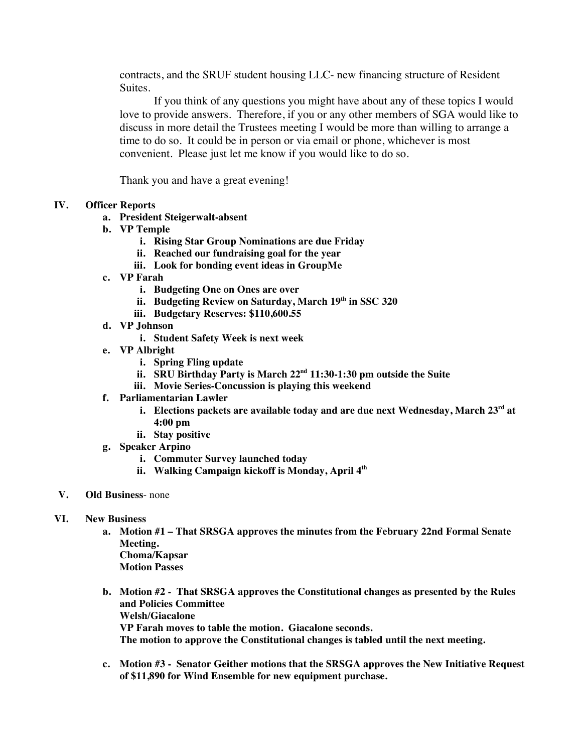contracts, and the SRUF student housing LLC- new financing structure of Resident Suites.

If you think of any questions you might have about any of these topics I would love to provide answers. Therefore, if you or any other members of SGA would like to discuss in more detail the Trustees meeting I would be more than willing to arrange a time to do so. It could be in person or via email or phone, whichever is most convenient. Please just let me know if you would like to do so.

Thank you and have a great evening!

**IV. Officer Reports**

- **a. President Steigerwalt-absent**
- **b. VP Temple**
  - **i. Rising Star Group Nominations are due Friday**
  - **ii. Reached our fundraising goal for the year**
  - **iii. Look for bonding event ideas in GroupMe**
- **c. VP Farah**
  - **i. Budgeting One on Ones are over**
  - **ii. Budgeting Review on Saturday, March 19th in SSC 320**
  - **iii. Budgetary Reserves: $110,600.55**
- **d. VP Johnson**
  - **i. Student Safety Week is next week**
- **e. VP Albright**
  - **i. Spring Fling update**
  - **ii. SRU Birthday Party is March 22nd 11:30-1:30 pm outside the Suite**
  - **iii. Movie Series-Concussion is playing this weekend**
- **f. Parliamentarian Lawler**
  - **i. Elections packets are available today and are due next Wednesday, March 23rd at 4:00 pm**
  - **ii. Stay positive**
- **g. Speaker Arpino**
  - **i. Commuter Survey launched today**
  - **ii. Walking Campaign kickoff is Monday, April 4th**

**V. Old Business**- none

**VI. New Business**

- **a. Motion #1 – That SRSGA approves the minutes from the February 22nd Formal Senate Meeting.**
  **Choma/Kapsar**
  **Motion Passes**

- **b. Motion #2 - That SRSGA approves the Constitutional changes as presented by the Rules and Policies Committee**
  **Welsh/Giacalone**
  **VP Farah moves to table the motion. Giacalone seconds.**
  **The motion to approve the Constitutional changes is tabled until the next meeting.**

- **c. Motion #3 - Senator Geither motions that the SRSGA approves the New Initiative Request of $11,890 for Wind Ensemble for new equipment purchase.**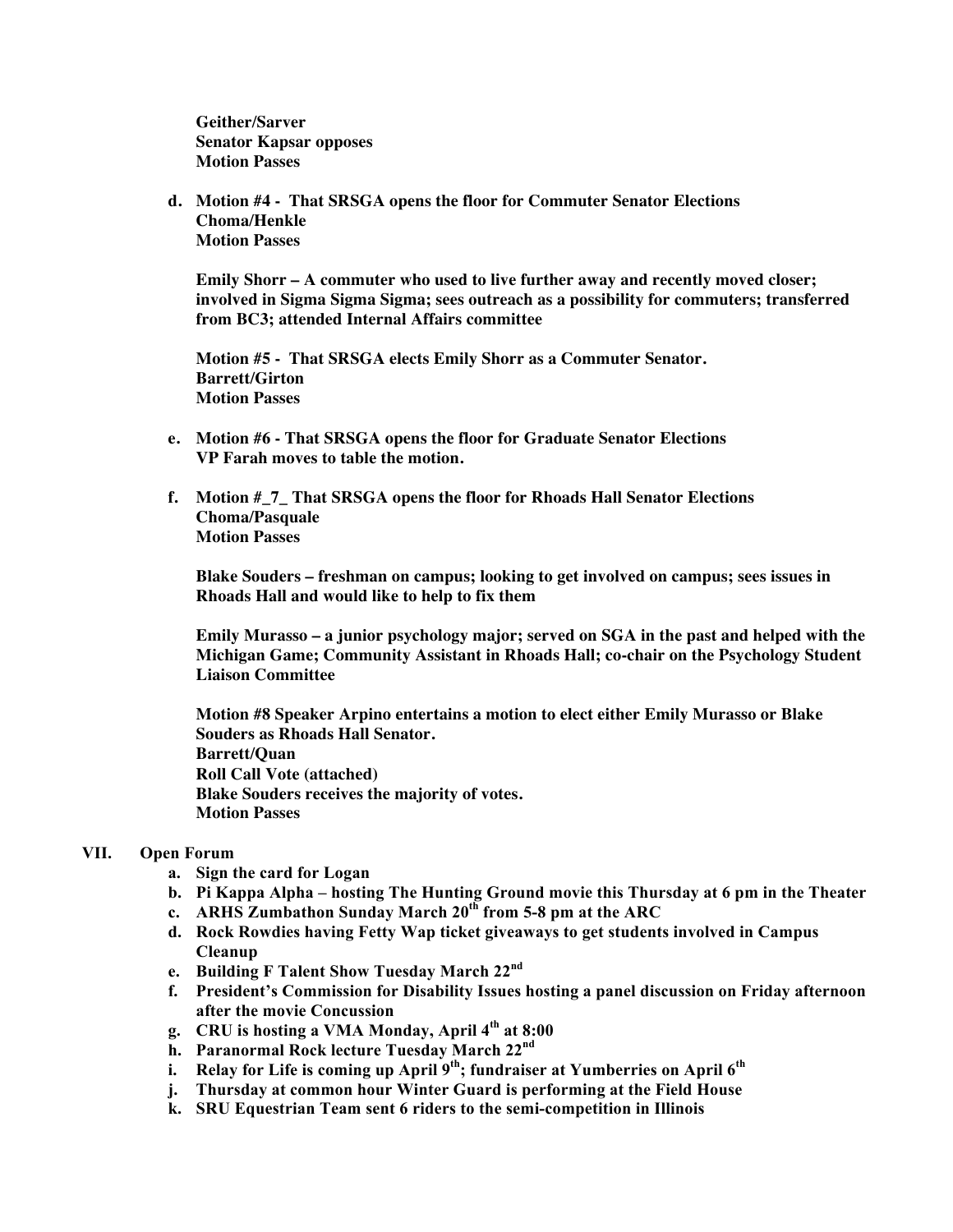**Geither/Sarver**
**Senator Kapsar opposes**
**Motion Passes**

d. **Motion #4 - That SRSGA opens the floor for Commuter Senator Elections**
   **Choma/Henkle**
   **Motion Passes**

   **Emily Shorr – A commuter who used to live further away and recently moved closer; involved in Sigma Sigma Sigma; sees outreach as a possibility for commuters; transferred from BC3; attended Internal Affairs committee**

   **Motion #5 - That SRSGA elects Emily Shorr as a Commuter Senator.**
   **Barrett/Girton**
   **Motion Passes**

e. **Motion #6 - That SRSGA opens the floor for Graduate Senator Elections**
   **VP Farah moves to table the motion.**

f. **Motion #_7_ That SRSGA opens the floor for Rhoads Hall Senator Elections**
   **Choma/Pasquale**
   **Motion Passes**

   **Blake Souders – freshman on campus; looking to get involved on campus; sees issues in Rhoads Hall and would like to help to fix them**

   **Emily Murasso – a junior psychology major; served on SGA in the past and helped with the Michigan Game; Community Assistant in Rhoads Hall; co-chair on the Psychology Student Liaison Committee**

   **Motion #8 Speaker Arpino entertains a motion to elect either Emily Murasso or Blake Souders as Rhoads Hall Senator.**
   **Barrett/Quan**
   **Roll Call Vote (attached)**
   **Blake Souders receives the majority of votes.**
   **Motion Passes**

## VII. Open Forum

a. **Sign the card for Logan**
b. **Pi Kappa Alpha – hosting The Hunting Ground movie this Thursday at 6 pm in the Theater**
c. **ARHS Zumbathon Sunday March 20th from 5-8 pm at the ARC**
d. **Rock Rowdies having Fetty Wap ticket giveaways to get students involved in Campus Cleanup**
e. **Building F Talent Show Tuesday March 22nd**
f. **President's Commission for Disability Issues hosting a panel discussion on Friday afternoon after the movie Concussion**
g. **CRU is hosting a VMA Monday, April 4th at 8:00**
h. **Paranormal Rock lecture Tuesday March 22nd**
i. **Relay for Life is coming up April 9th; fundraiser at Yumberries on April 6th**
j. **Thursday at common hour Winter Guard is performing at the Field House**
k. **SRU Equestrian Team sent 6 riders to the semi-competition in Illinois**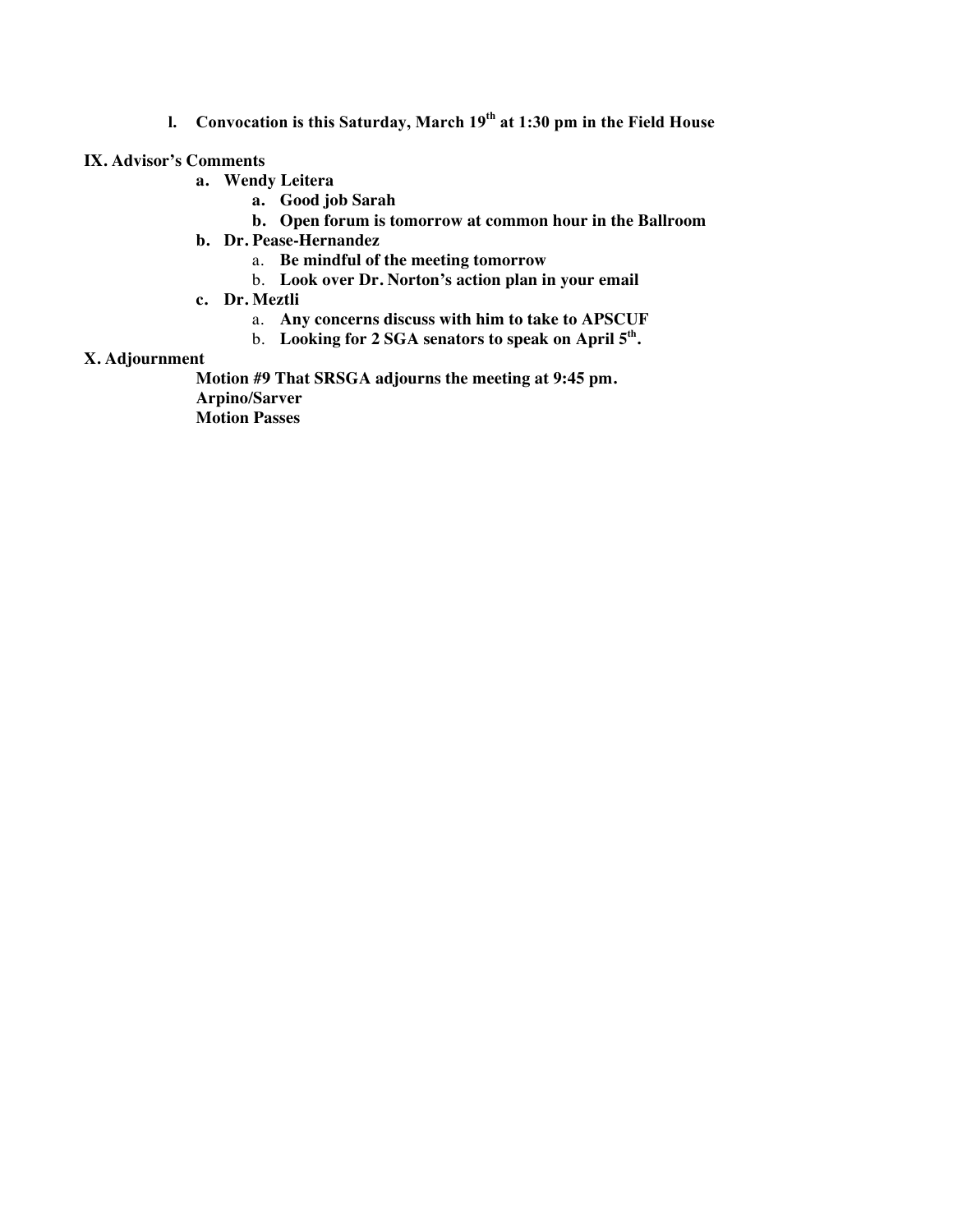l. **Convocation is this Saturday, March 19th at 1:30 pm in the Field House**

**IX. Advisor's Comments**

- **a. Wendy Leitera**
  - **a. Good job Sarah**
  - **b. Open forum is tomorrow at common hour in the Ballroom**
- **b. Dr. Pease-Hernandez**
  - a. **Be mindful of the meeting tomorrow**
  - b. **Look over Dr. Norton's action plan in your email**
- **c. Dr. Meztli**
  - a. **Any concerns discuss with him to take to APSCUF**
  - b. **Looking for 2 SGA senators to speak on April 5th.**

**X. Adjournment**

**Motion #9 That SRSGA adjourns the meeting at 9:45 pm.**
**Arpino/Sarver**
**Motion Passes**